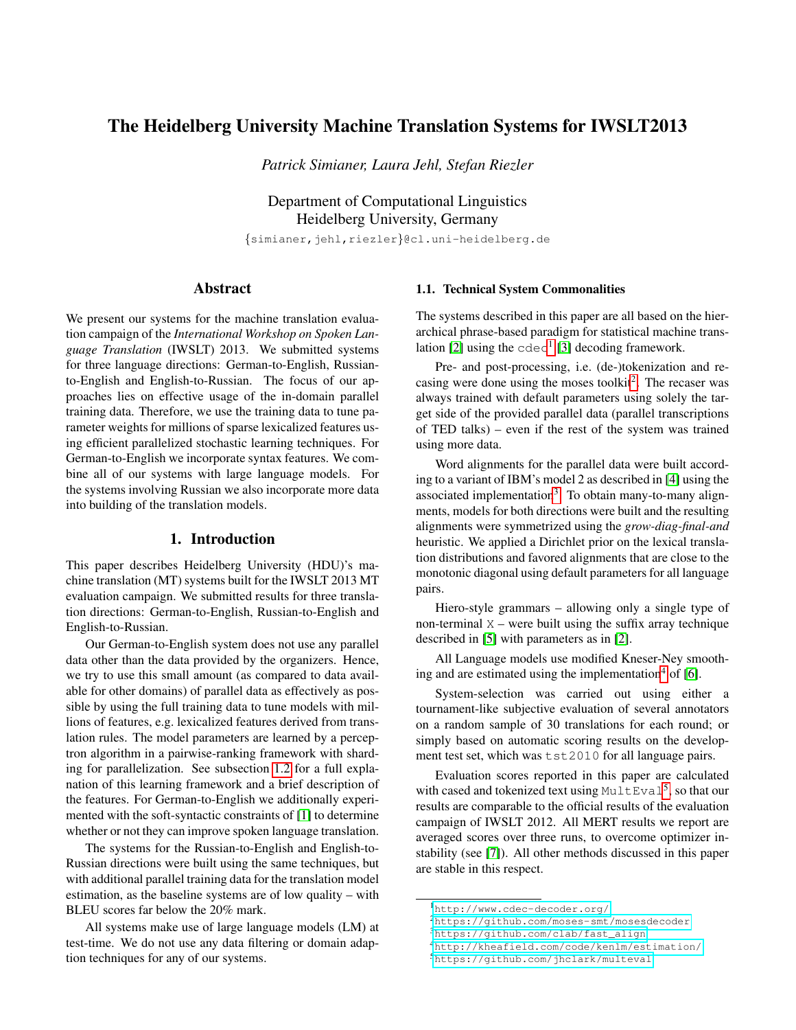# The Heidelberg University Machine Translation Systems for IWSLT2013

*Patrick Simianer, Laura Jehl, Stefan Riezler*

Department of Computational Linguistics
Heidelberg University, Germany

{simianer,jehl,riezler}@cl.uni-heidelberg.de

## Abstract

We present our systems for the machine translation evaluation campaign of the *International Workshop on Spoken Language Translation* (IWSLT) 2013. We submitted systems for three language directions: German-to-English, Russian-to-English and English-to-Russian. The focus of our approaches lies on effective usage of the in-domain parallel training data. Therefore, we use the training data to tune parameter weights for millions of sparse lexicalized features using efficient parallelized stochastic learning techniques. For German-to-English we incorporate syntax features. We combine all of our systems with large language models. For the systems involving Russian we also incorporate more data into building of the translation models.

## 1. Introduction

This paper describes Heidelberg University (HDU)'s machine translation (MT) systems built for the IWSLT 2013 MT evaluation campaign. We submitted results for three translation directions: German-to-English, Russian-to-English and English-to-Russian.

Our German-to-English system does not use any parallel data other than the data provided by the organizers. Hence, we try to use this small amount (as compared to data available for other domains) of parallel data as effectively as possible by using the full training data to tune models with millions of features, e.g. lexicalized features derived from translation rules. The model parameters are learned by a perceptron algorithm in a pairwise-ranking framework with sharding for parallelization. See subsection 1.2 for a full explanation of this learning framework and a brief description of the features. For German-to-English we additionally experimented with the soft-syntactic constraints of [1] to determine whether or not they can improve spoken language translation.

The systems for the Russian-to-English and English-to-Russian directions were built using the same techniques, but with additional parallel training data for the translation model estimation, as the baseline systems are of low quality – with BLEU scores far below the 20% mark.

All systems make use of large language models (LM) at test-time. We do not use any data filtering or domain adaptation techniques for any of our systems.

### 1.1. Technical System Commonalities

The systems described in this paper are all based on the hierarchical phrase-based paradigm for statistical machine translation [2] using the `cdec`[1] [3] decoding framework.

Pre- and post-processing, i.e. (de-)tokenization and recasing were done using the moses toolkit[2]. The recaser was always trained with default parameters using solely the target side of the provided parallel data (parallel transcriptions of TED talks) – even if the rest of the system was trained using more data.

Word alignments for the parallel data were built according to a variant of IBM's model 2 as described in [4] using the associated implementation[3]. To obtain many-to-many alignments, models for both directions were built and the resulting alignments were symmetrized using the *grow-diag-final-and* heuristic. We applied a Dirichlet prior on the lexical translation distributions and favored alignments that are close to the monotonic diagonal using default parameters for all language pairs.

Hiero-style grammars – allowing only a single type of non-terminal `X` – were built using the suffix array technique described in [5] with parameters as in [2].

All Language models use modified Kneser-Ney smoothing and are estimated using the implementation[4] of [6].

System-selection was carried out using either a tournament-like subjective evaluation of several annotators on a random sample of 30 translations for each round; or simply based on automatic scoring results on the development test set, which was `tst2010` for all language pairs.

Evaluation scores reported in this paper are calculated with cased and tokenized text using `MultEval`[5], so that our results are comparable to the official results of the evaluation campaign of IWSLT 2012. All MERT results we report are averaged scores over three runs, to overcome optimizer instability (see [7]). All other methods discussed in this paper are stable in this respect.

---

[1] http://www.cdec-decoder.org/
[2] https://github.com/moses-smt/mosesdecoder
[3] https://github.com/clab/fast_align
[4] http://kheafield.com/code/kenlm/estimation/
[5] https://github.com/jhclark/multeval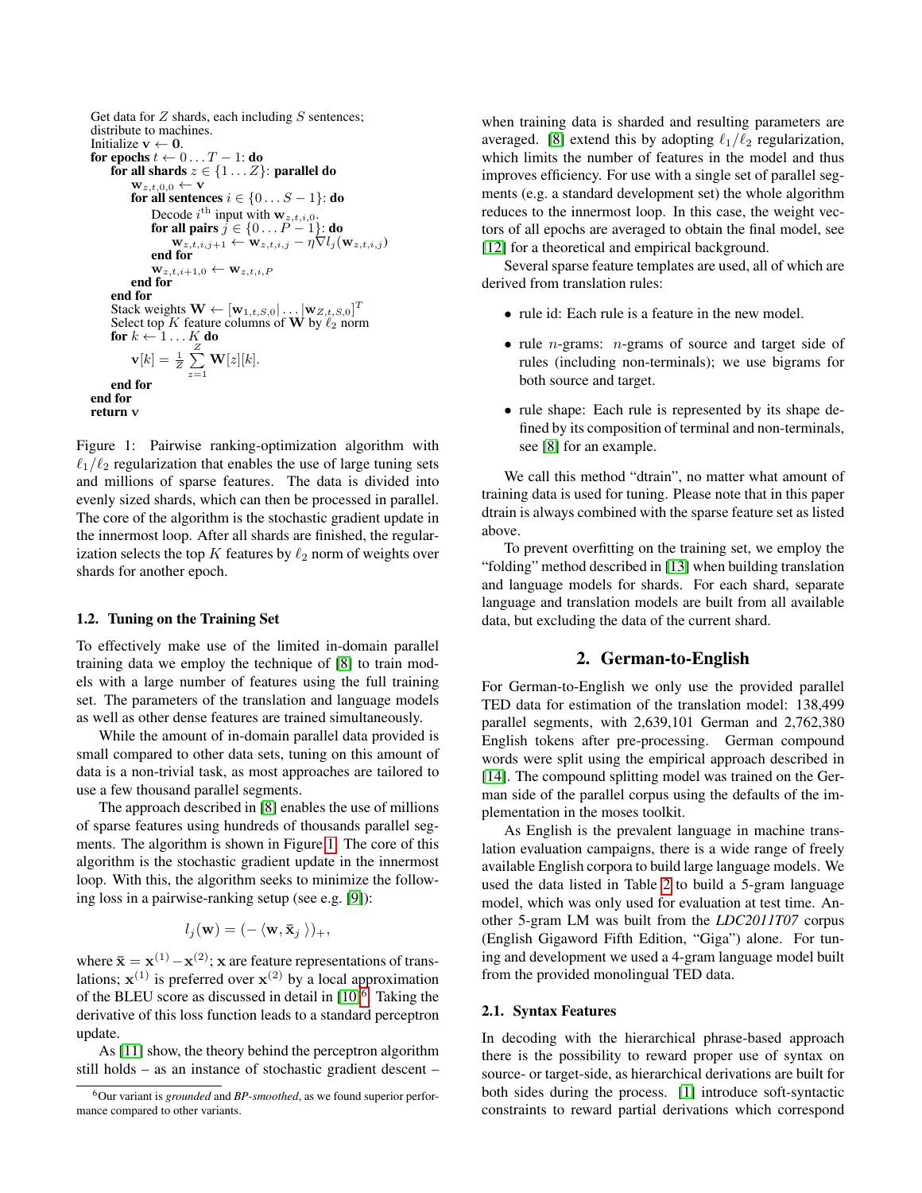```
Get data for Z shards, each including S sentences;
distribute to machines.
Initialize v ← 0.
for epochs t ← 0 ... T − 1: do
    for all shards z ∈ {1 ... Z}: parallel do
        w_{z,t,0,0} ← v
        for all sentences i ∈ {0 ... S − 1}: do
            Decode i^th input with w_{z,t,i,0}.
            for all pairs j ∈ {0 ... P − 1}: do
                w_{z,t,i,j+1} ← w_{z,t,i,j} − η∇l_j(w_{z,t,i,j})
            end for
            w_{z,t,i+1,0} ← w_{z,t,i,P}
        end for
    end for
    Stack weights W ← [w_{1,t,S,0}| ... |w_{Z,t,S,0}]^T
    Select top K feature columns of W by ℓ2 norm
    for k ← 1 ... K do
        v[k] = (1/Z) Σ_{z=1}^{Z} W[z][k].
    end for
end for
return v
```

Figure 1: Pairwise ranking-optimization algorithm with $\ell_1/\ell_2$ regularization that enables the use of large tuning sets and millions of sparse features. The data is divided into evenly sized shards, which can then be processed in parallel. The core of the algorithm is the stochastic gradient update in the innermost loop. After all shards are finished, the regularization selects the top $K$ features by $\ell_2$ norm of weights over shards for another epoch.

### 1.2. Tuning on the Training Set

To effectively make use of the limited in-domain parallel training data we employ the technique of [8] to train models with a large number of features using the full training set. The parameters of the translation and language models as well as other dense features are trained simultaneously.

While the amount of in-domain parallel data provided is small compared to other data sets, tuning on this amount of data is a non-trivial task, as most approaches are tailored to use a few thousand parallel segments.

The approach described in [8] enables the use of millions of sparse features using hundreds of thousands parallel segments. The algorithm is shown in Figure 1. The core of this algorithm is the stochastic gradient update in the innermost loop. With this, the algorithm seeks to minimize the following loss in a pairwise-ranking setup (see e.g. [9]):

$$l_j(\mathbf{w}) = (-\langle \mathbf{w}, \bar{\mathbf{x}}_j \rangle)_+,$$

where $\bar{\mathbf{x}} = \mathbf{x}^{(1)} - \mathbf{x}^{(2)}$; $\mathbf{x}$ are feature representations of translations; $\mathbf{x}^{(1)}$ is preferred over $\mathbf{x}^{(2)}$ by a local approximation of the BLEU score as discussed in detail in [10][6]. Taking the derivative of this loss function leads to a standard perceptron update.

As [11] show, the theory behind the perceptron algorithm still holds – as an instance of stochastic gradient descent – when training data is sharded and resulting parameters are averaged. [8] extend this by adopting $\ell_1/\ell_2$ regularization, which limits the number of features in the model and thus improves efficiency. For use with a single set of parallel segments (e.g. a standard development set) the whole algorithm reduces to the innermost loop. In this case, the weight vectors of all epochs are averaged to obtain the final model, see [12] for a theoretical and empirical background.

Several sparse feature templates are used, all of which are derived from translation rules:

- rule id: Each rule is a feature in the new model.
- rule $n$-grams: $n$-grams of source and target side of rules (including non-terminals); we use bigrams for both source and target.
- rule shape: Each rule is represented by its shape defined by its composition of terminal and non-terminals, see [8] for an example.

We call this method "dtrain", no matter what amount of training data is used for tuning. Please note that in this paper dtrain is always combined with the sparse feature set as listed above.

To prevent overfitting on the training set, we employ the "folding" method described in [13] when building translation and language models for shards. For each shard, separate language and translation models are built from all available data, but excluding the data of the current shard.

## 2. German-to-English

For German-to-English we only use the provided parallel TED data for estimation of the translation model: 138,499 parallel segments, with 2,639,101 German and 2,762,380 English tokens after pre-processing. German compound words were split using the empirical approach described in [14]. The compound splitting model was trained on the German side of the parallel corpus using the defaults of the implementation in the moses toolkit.

As English is the prevalent language in machine translation evaluation campaigns, there is a wide range of freely available English corpora to build large language models. We used the data listed in Table 2 to build a 5-gram language model, which was only used for evaluation at test time. Another 5-gram LM was built from the *LDC2011T07* corpus (English Gigaword Fifth Edition, "Giga") alone. For tuning and development we used a 4-gram language model built from the provided monolingual TED data.

### 2.1. Syntax Features

In decoding with the hierarchical phrase-based approach there is the possibility to reward proper use of syntax on source- or target-side, as hierarchical derivations are built for both sides during the process. [1] introduce soft-syntactic constraints to reward partial derivations which correspond

[6] Our variant is *grounded* and *BP-smoothed*, as we found superior performance compared to other variants.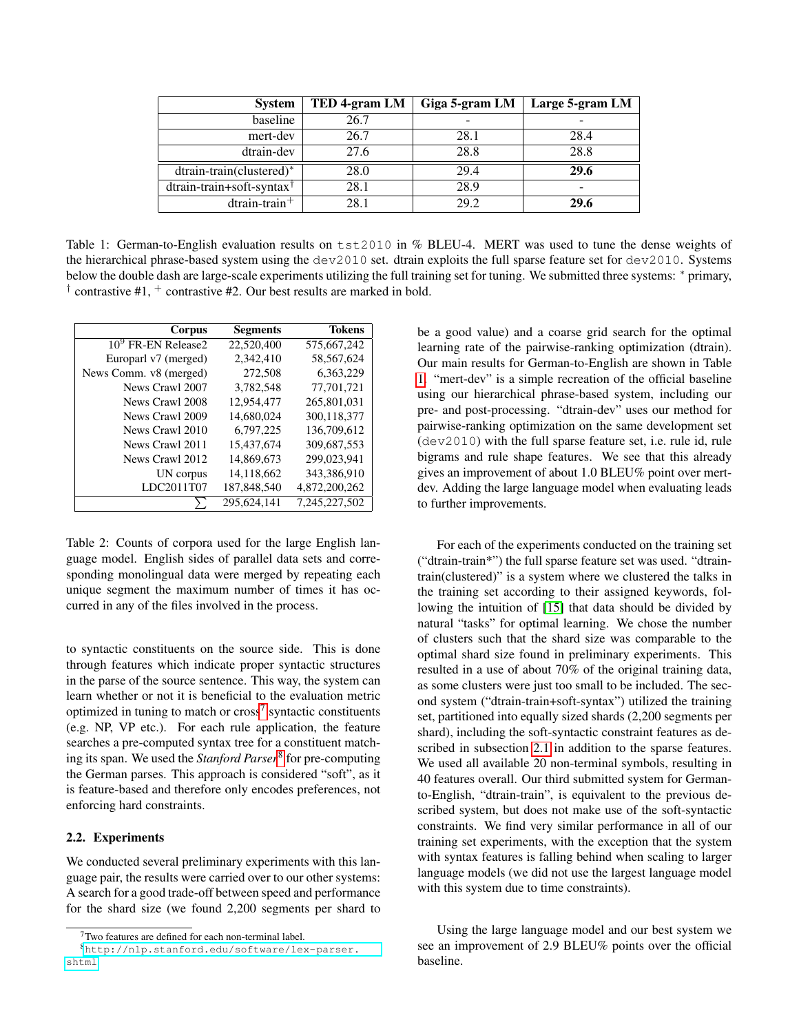| System | TED 4-gram LM | Giga 5-gram LM | Large 5-gram LM |
|---|---|---|---|
| baseline | 26.7 | - | - |
| mert-dev | 26.7 | 28.1 | 28.4 |
| dtrain-dev | 27.6 | 28.8 | 28.8 |
| dtrain-train(clustered)$^*$ | 28.0 | 29.4 | **29.6** |
| dtrain-train+soft-syntax$^\dagger$ | 28.1 | 28.9 | - |
| dtrain-train$^+$ | 28.1 | 29.2 | **29.6** |

Table 1: German-to-English evaluation results on `tst2010` in % BLEU-4. MERT was used to tune the dense weights of the hierarchical phrase-based system using the `dev2010` set. dtrain exploits the full sparse feature set for `dev2010`. Systems below the double dash are large-scale experiments utilizing the full training set for tuning. We submitted three systems: $^*$ primary, $^\dagger$ contrastive #1, $^+$ contrastive #2. Our best results are marked in bold.

| Corpus | Segments | Tokens |
|---|---|---|
| $10^9$ FR-EN Release2 | 22,520,400 | 575,667,242 |
| Europarl v7 (merged) | 2,342,410 | 58,567,624 |
| News Comm. v8 (merged) | 272,508 | 6,363,229 |
| News Crawl 2007 | 3,782,548 | 77,701,721 |
| News Crawl 2008 | 12,954,477 | 265,801,031 |
| News Crawl 2009 | 14,680,024 | 300,118,377 |
| News Crawl 2010 | 6,797,225 | 136,709,612 |
| News Crawl 2011 | 15,437,674 | 309,687,553 |
| News Crawl 2012 | 14,869,673 | 299,023,941 |
| UN corpus | 14,118,662 | 343,386,910 |
| LDC2011T07 | 187,848,540 | 4,872,200,262 |
| $\sum$ | 295,624,141 | 7,245,227,502 |

Table 2: Counts of corpora used for the large English language model. English sides of parallel data sets and corresponding monolingual data were merged by repeating each unique segment the maximum number of times it has occurred in any of the files involved in the process.

to syntactic constituents on the source side. This is done through features which indicate proper syntactic structures in the parse of the source sentence. This way, the system can learn whether or not it is beneficial to the evaluation metric optimized in tuning to match or cross[7] syntactic constituents (e.g. NP, VP etc.). For each rule application, the feature searches a pre-computed syntax tree for a constituent matching its span. We used the *Stanford Parser*[8] for pre-computing the German parses. This approach is considered "soft", as it is feature-based and therefore only encodes preferences, not enforcing hard constraints.

### 2.2. Experiments

We conducted several preliminary experiments with this language pair, the results were carried over to our other systems: A search for a good trade-off between speed and performance for the shard size (we found 2,200 segments per shard to be a good value) and a coarse grid search for the optimal learning rate of the pairwise-ranking optimization (dtrain). Our main results for German-to-English are shown in Table 1. "mert-dev" is a simple recreation of the official baseline using our hierarchical phrase-based system, including our pre- and post-processing. "dtrain-dev" uses our method for pairwise-ranking optimization on the same development set (`dev2010`) with the full sparse feature set, i.e. rule id, rule bigrams and rule shape features. We see that this already gives an improvement of about 1.0 BLEU% point over mert-dev. Adding the large language model when evaluating leads to further improvements.

For each of the experiments conducted on the training set ("dtrain-train*") the full sparse feature set was used. "dtrain-train(clustered)" is a system where we clustered the talks in the training set according to their assigned keywords, following the intuition of [15] that data should be divided by natural "tasks" for optimal learning. We chose the number of clusters such that the shard size was comparable to the optimal shard size found in preliminary experiments. This resulted in a use of about 70% of the original training data, as some clusters were just too small to be included. The second system ("dtrain-train+soft-syntax") utilized the training set, partitioned into equally sized shards (2,200 segments per shard), including the soft-syntactic constraint features as described in subsection 2.1 in addition to the sparse features. We used all available 20 non-terminal symbols, resulting in 40 features overall. Our third submitted system for German-to-English, "dtrain-train", is equivalent to the previous described system, but does not make use of the soft-syntactic constraints. We find very similar performance in all of our training set experiments, with the exception that the system with syntax features is falling behind when scaling to larger language models (we did not use the largest language model with this system due to time constraints).

Using the large language model and our best system we see an improvement of 2.9 BLEU% points over the official baseline.

[7] Two features are defined for each non-terminal label.

[8] http://nlp.stanford.edu/software/lex-parser.shtml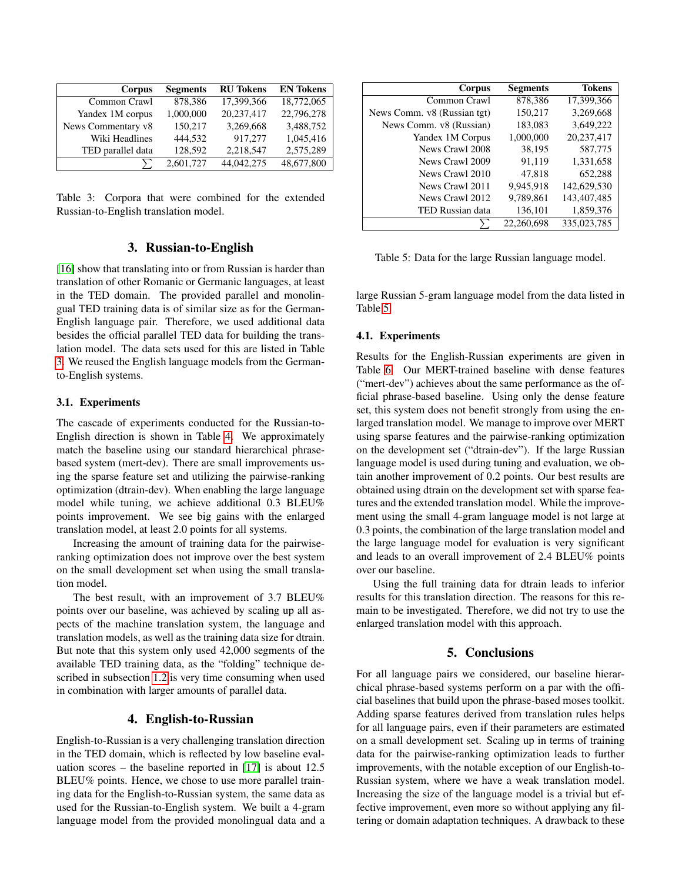| Corpus | Segments | RU Tokens | EN Tokens |
|---:|---:|---:|---:|
| Common Crawl | 878,386 | 17,399,366 | 18,772,065 |
| Yandex 1M corpus | 1,000,000 | 20,237,417 | 22,796,278 |
| News Commentary v8 | 150,217 | 3,269,668 | 3,488,752 |
| Wiki Headlines | 444,532 | 917,277 | 1,045,416 |
| TED parallel data | 128,592 | 2,218,547 | 2,575,289 |
| $\sum$ | 2,601,727 | 44,042,275 | 48,677,800 |

Table 3: Corpora that were combined for the extended Russian-to-English translation model.

## 3. Russian-to-English

[16] show that translating into or from Russian is harder than translation of other Romanic or Germanic languages, at least in the TED domain. The provided parallel and monolingual TED training data is of similar size as for the German-English language pair. Therefore, we used additional data besides the official parallel TED data for building the translation model. The data sets used for this are listed in Table 3. We reused the English language models from the German-to-English systems.

### 3.1. Experiments

The cascade of experiments conducted for the Russian-to-English direction is shown in Table 4. We approximately match the baseline using our standard hierarchical phrase-based system (mert-dev). There are small improvements using the sparse feature set and utilizing the pairwise-ranking optimization (dtrain-dev). When enabling the large language model while tuning, we achieve additional 0.3 BLEU% points improvement. We see big gains with the enlarged translation model, at least 2.0 points for all systems.

Increasing the amount of training data for the pairwise-ranking optimization does not improve over the best system on the small development set when using the small translation model.

The best result, with an improvement of 3.7 BLEU% points over our baseline, was achieved by scaling up all aspects of the machine translation system, the language and translation models, as well as the training data size for dtrain. But note that this system only used 42,000 segments of the available TED training data, as the "folding" technique described in subsection 1.2 is very time consuming when used in combination with larger amounts of parallel data.

## 4. English-to-Russian

English-to-Russian is a very challenging translation direction in the TED domain, which is reflected by low baseline evaluation scores – the baseline reported in [17] is about 12.5 BLEU% points. Hence, we chose to use more parallel training data for the English-to-Russian system, the same data as used for the Russian-to-English system. We built a 4-gram language model from the provided monolingual data and a large Russian 5-gram language model from the data listed in Table 5.

| Corpus | Segments | Tokens |
|---:|---:|---:|
| Common Crawl | 878,386 | 17,399,366 |
| News Comm. v8 (Russian tgt) | 150,217 | 3,269,668 |
| News Comm. v8 (Russian) | 183,083 | 3,649,222 |
| Yandex 1M Corpus | 1,000,000 | 20,237,417 |
| News Crawl 2008 | 38,195 | 587,775 |
| News Crawl 2009 | 91,119 | 1,331,658 |
| News Crawl 2010 | 47,818 | 652,288 |
| News Crawl 2011 | 9,945,918 | 142,629,530 |
| News Crawl 2012 | 9,789,861 | 143,407,485 |
| TED Russian data | 136,101 | 1,859,376 |
| $\sum$ | 22,260,698 | 335,023,785 |

Table 5: Data for the large Russian language model.

### 4.1. Experiments

Results for the English-Russian experiments are given in Table 6. Our MERT-trained baseline with dense features ("mert-dev") achieves about the same performance as the official phrase-based baseline. Using only the dense feature set, this system does not benefit strongly from using the enlarged translation model. We manage to improve over MERT using sparse features and the pairwise-ranking optimization on the development set ("dtrain-dev"). If the large Russian language model is used during tuning and evaluation, we obtain another improvement of 0.2 points. Our best results are obtained using dtrain on the development set with sparse features and the extended translation model. While the improvement using the small 4-gram language model is not large at 0.3 points, the combination of the large translation model and the large language model for evaluation is very significant and leads to an overall improvement of 2.4 BLEU% points over our baseline.

Using the full training data for dtrain leads to inferior results for this translation direction. The reasons for this remain to be investigated. Therefore, we did not try to use the enlarged translation model with this approach.

## 5. Conclusions

For all language pairs we considered, our baseline hierarchical phrase-based systems perform on a par with the official baselines that build upon the phrase-based moses toolkit. Adding sparse features derived from translation rules helps for all language pairs, even if their parameters are estimated on a small development set. Scaling up in terms of training data for the pairwise-ranking optimization leads to further improvements, with the notable exception of our English-to-Russian system, where we have a weak translation model. Increasing the size of the language model is a trivial but effective improvement, even more so without applying any filtering or domain adaptation techniques. A drawback to these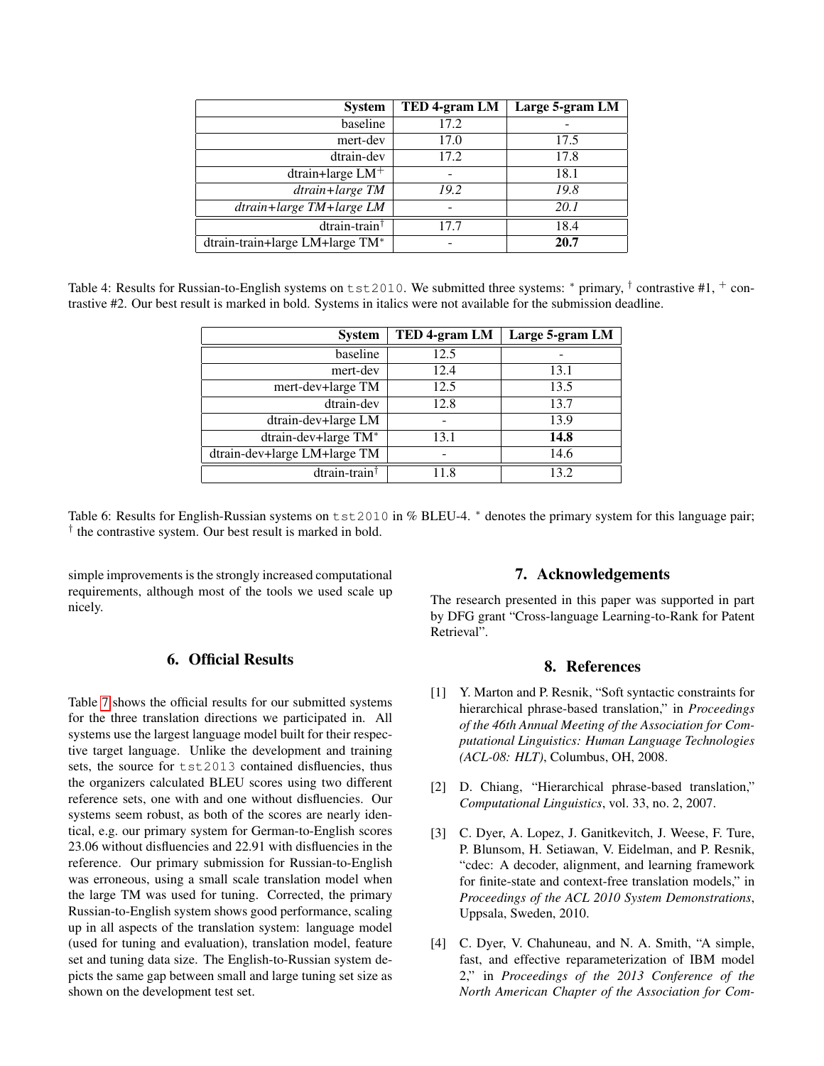| System | TED 4-gram LM | Large 5-gram LM |
|---|---|---|
| baseline | 17.2 | - |
| mert-dev | 17.0 | 17.5 |
| dtrain-dev | 17.2 | 17.8 |
| dtrain+large LM[+] | - | 18.1 |
| *dtrain+large TM* | *19.2* | *19.8* |
| *dtrain+large TM+large LM* | - | *20.1* |
| dtrain-train[†] | 17.7 | 18.4 |
| dtrain-train+large LM+large TM[*] | - | **20.7** |

Table 4: Results for Russian-to-English systems on `tst2010`. We submitted three systems: * primary, † contrastive #1, + contrastive #2. Our best result is marked in bold. Systems in italics were not available for the submission deadline.

| System | TED 4-gram LM | Large 5-gram LM |
|---|---|---|
| baseline | 12.5 | - |
| mert-dev | 12.4 | 13.1 |
| mert-dev+large TM | 12.5 | 13.5 |
| dtrain-dev | 12.8 | 13.7 |
| dtrain-dev+large LM | - | 13.9 |
| dtrain-dev+large TM[*] | 13.1 | **14.8** |
| dtrain-dev+large LM+large TM | - | 14.6 |
| dtrain-train[†] | 11.8 | 13.2 |

Table 6: Results for English-Russian systems on `tst2010` in % BLEU-4. * denotes the primary system for this language pair; † the contrastive system. Our best result is marked in bold.

simple improvements is the strongly increased computational requirements, although most of the tools we used scale up nicely.

## 6. Official Results

Table 7 shows the official results for our submitted systems for the three translation directions we participated in. All systems use the largest language model built for their respective target language. Unlike the development and training sets, the source for `tst2013` contained disfluencies, thus the organizers calculated BLEU scores using two different reference sets, one with and one without disfluencies. Our systems seem robust, as both of the scores are nearly identical, e.g. our primary system for German-to-English scores 23.06 without disfluencies and 22.91 with disfluencies in the reference. Our primary submission for Russian-to-English was erroneous, using a small scale translation model when the large TM was used for tuning. Corrected, the primary Russian-to-English system shows good performance, scaling up in all aspects of the translation system: language model (used for tuning and evaluation), translation model, feature set and tuning data size. The English-to-Russian system depicts the same gap between small and large tuning set size as shown on the development test set.

## 7. Acknowledgements

The research presented in this paper was supported in part by DFG grant "Cross-language Learning-to-Rank for Patent Retrieval".

## 8. References

[1] Y. Marton and P. Resnik, "Soft syntactic constraints for hierarchical phrase-based translation," in *Proceedings of the 46th Annual Meeting of the Association for Computational Linguistics: Human Language Technologies (ACL-08: HLT)*, Columbus, OH, 2008.

[2] D. Chiang, "Hierarchical phrase-based translation," *Computational Linguistics*, vol. 33, no. 2, 2007.

[3] C. Dyer, A. Lopez, J. Ganitkevitch, J. Weese, F. Ture, P. Blunsom, H. Setiawan, V. Eidelman, and P. Resnik, "cdec: A decoder, alignment, and learning framework for finite-state and context-free translation models," in *Proceedings of the ACL 2010 System Demonstrations*, Uppsala, Sweden, 2010.

[4] C. Dyer, V. Chahuneau, and N. A. Smith, "A simple, fast, and effective reparameterization of IBM model 2," in *Proceedings of the 2013 Conference of the North American Chapter of the Association for Com-*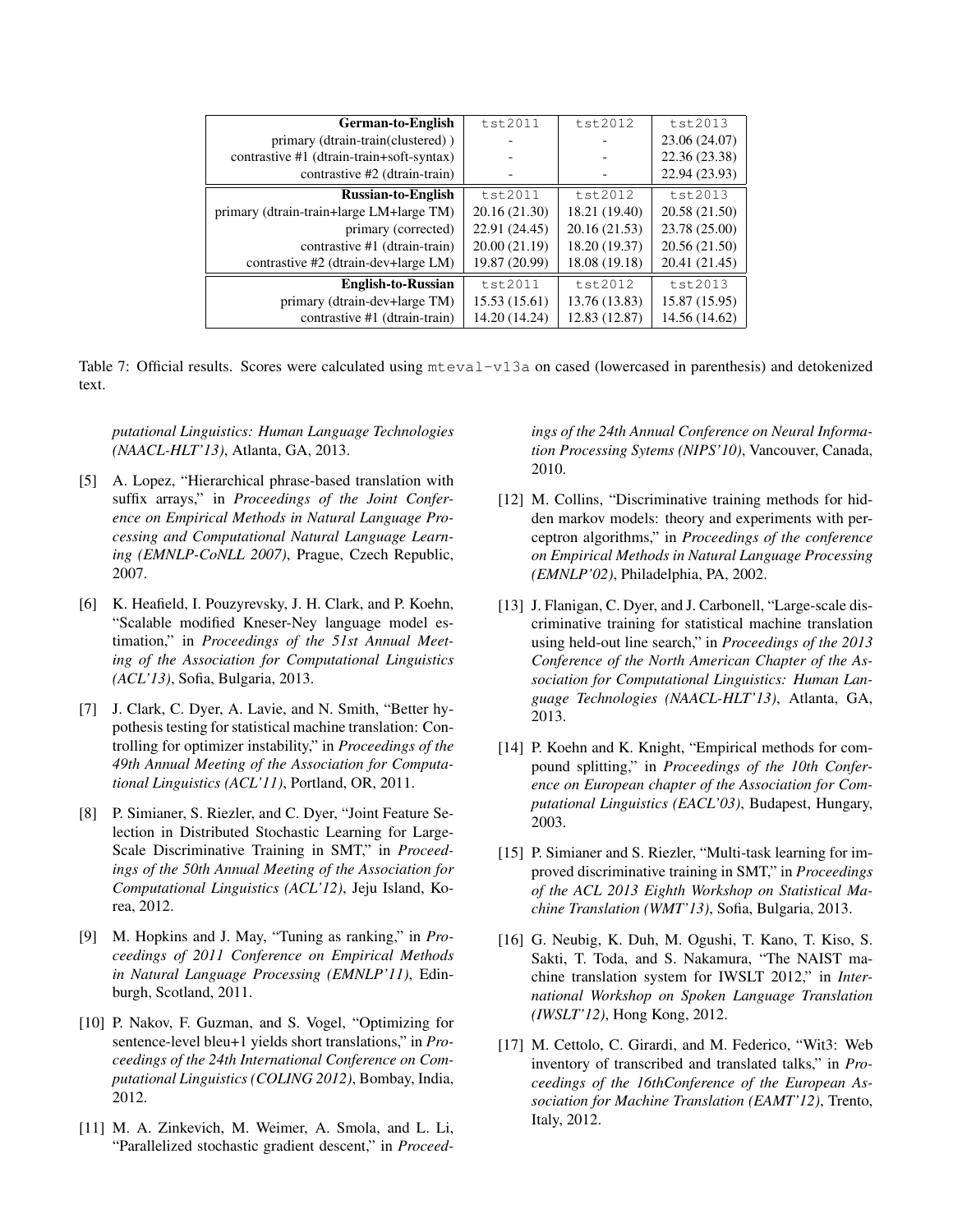| German-to-English | tst2011 | tst2012 | tst2013 |
|---|---|---|---|
| primary (dtrain-train(clustered) ) | - | - | 23.06 (24.07) |
| contrastive #1 (dtrain-train+soft-syntax) | - | - | 22.36 (23.38) |
| contrastive #2 (dtrain-train) | - | - | 22.94 (23.93) |
| **Russian-to-English** | tst2011 | tst2012 | tst2013 |
| primary (dtrain-train+large LM+large TM) | 20.16 (21.30) | 18.21 (19.40) | 20.58 (21.50) |
| primary (corrected) | 22.91 (24.45) | 20.16 (21.53) | 23.78 (25.00) |
| contrastive #1 (dtrain-train) | 20.00 (21.19) | 18.20 (19.37) | 20.56 (21.50) |
| contrastive #2 (dtrain-dev+large LM) | 19.87 (20.99) | 18.08 (19.18) | 20.41 (21.45) |
| **English-to-Russian** | tst2011 | tst2012 | tst2013 |
| primary (dtrain-dev+large TM) | 15.53 (15.61) | 13.76 (13.83) | 15.87 (15.95) |
| contrastive #1 (dtrain-train) | 14.20 (14.24) | 12.83 (12.87) | 14.56 (14.62) |

Table 7: Official results. Scores were calculated using mteval-v13a on cased (lowercased in parenthesis) and detokenized text.

*putational Linguistics: Human Language Technologies (NAACL-HLT'13)*, Atlanta, GA, 2013.

[5] A. Lopez, "Hierarchical phrase-based translation with suffix arrays," in *Proceedings of the Joint Conference on Empirical Methods in Natural Language Processing and Computational Natural Language Learning (EMNLP-CoNLL 2007)*, Prague, Czech Republic, 2007.

[6] K. Heafield, I. Pouzyrevsky, J. H. Clark, and P. Koehn, "Scalable modified Kneser-Ney language model estimation," in *Proceedings of the 51st Annual Meeting of the Association for Computational Linguistics (ACL'13)*, Sofia, Bulgaria, 2013.

[7] J. Clark, C. Dyer, A. Lavie, and N. Smith, "Better hypothesis testing for statistical machine translation: Controlling for optimizer instability," in *Proceedings of the 49th Annual Meeting of the Association for Computational Linguistics (ACL'11)*, Portland, OR, 2011.

[8] P. Simianer, S. Riezler, and C. Dyer, "Joint Feature Selection in Distributed Stochastic Learning for Large-Scale Discriminative Training in SMT," in *Proceedings of the 50th Annual Meeting of the Association for Computational Linguistics (ACL'12)*, Jeju Island, Korea, 2012.

[9] M. Hopkins and J. May, "Tuning as ranking," in *Proceedings of 2011 Conference on Empirical Methods in Natural Language Processing (EMNLP'11)*, Edinburgh, Scotland, 2011.

[10] P. Nakov, F. Guzman, and S. Vogel, "Optimizing for sentence-level bleu+1 yields short translations," in *Proceedings of the 24th International Conference on Computational Linguistics (COLING 2012)*, Bombay, India, 2012.

[11] M. A. Zinkevich, M. Weimer, A. Smola, and L. Li, "Parallelized stochastic gradient descent," in *Proceedings of the 24th Annual Conference on Neural Information Processing Sytems (NIPS'10)*, Vancouver, Canada, 2010.

[12] M. Collins, "Discriminative training methods for hidden markov models: theory and experiments with perceptron algorithms," in *Proceedings of the conference on Empirical Methods in Natural Language Processing (EMNLP'02)*, Philadelphia, PA, 2002.

[13] J. Flanigan, C. Dyer, and J. Carbonell, "Large-scale discriminative training for statistical machine translation using held-out line search," in *Proceedings of the 2013 Conference of the North American Chapter of the Association for Computational Linguistics: Human Language Technologies (NAACL-HLT'13)*, Atlanta, GA, 2013.

[14] P. Koehn and K. Knight, "Empirical methods for compound splitting," in *Proceedings of the 10th Conference on European chapter of the Association for Computational Linguistics (EACL'03)*, Budapest, Hungary, 2003.

[15] P. Simianer and S. Riezler, "Multi-task learning for improved discriminative training in SMT," in *Proceedings of the ACL 2013 Eighth Workshop on Statistical Machine Translation (WMT'13)*, Sofia, Bulgaria, 2013.

[16] G. Neubig, K. Duh, M. Ogushi, T. Kano, T. Kiso, S. Sakti, T. Toda, and S. Nakamura, "The NAIST machine translation system for IWSLT 2012," in *International Workshop on Spoken Language Translation (IWSLT'12)*, Hong Kong, 2012.

[17] M. Cettolo, C. Girardi, and M. Federico, "Wit3: Web inventory of transcribed and translated talks," in *Proceedings of the 16thConference of the European Association for Machine Translation (EAMT'12)*, Trento, Italy, 2012.